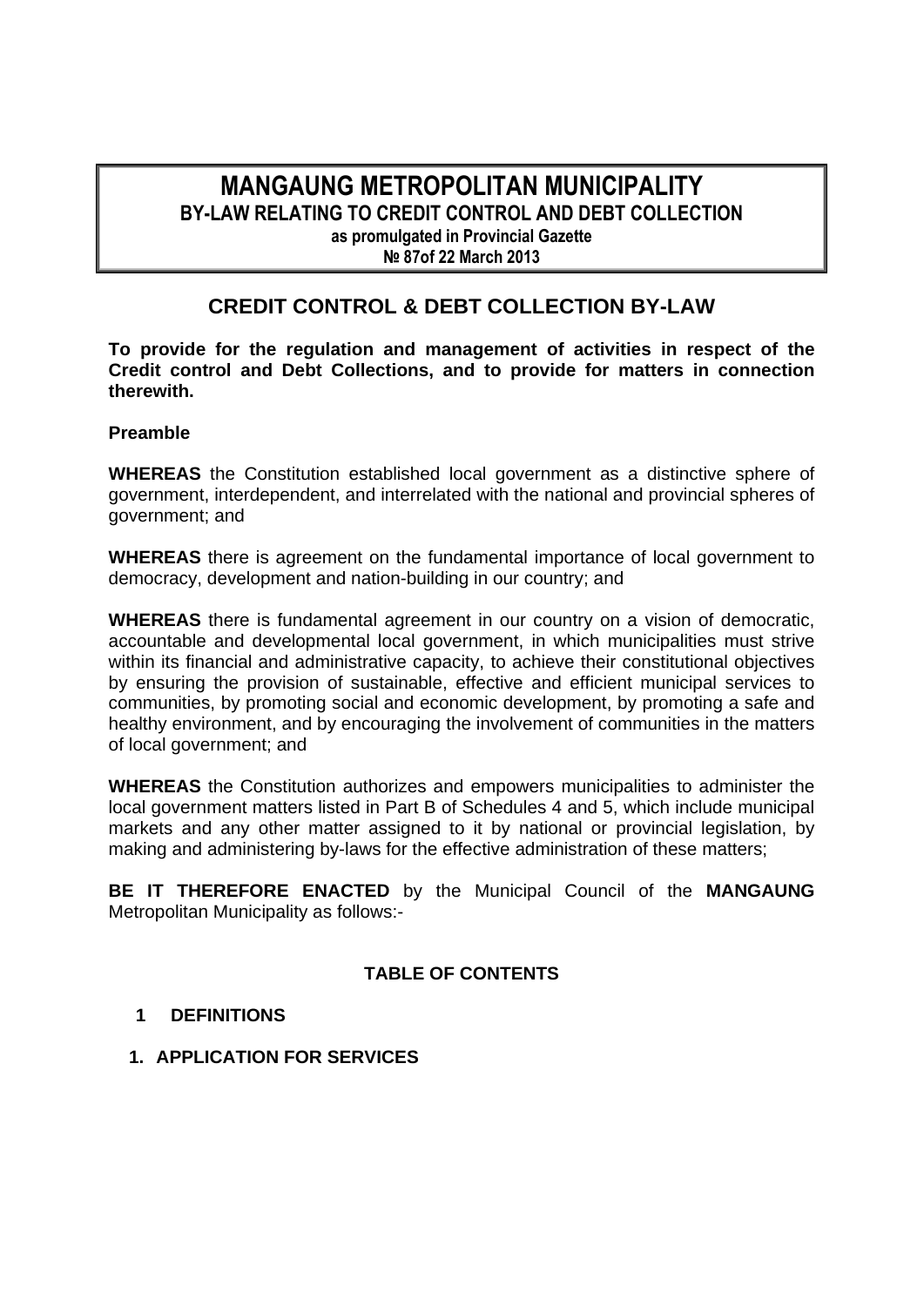# MANGAUNG METROPOLITAN MUNICIPALITY
## BY-LAW RELATING TO CREDIT CONTROL AND DEBT COLLECTION
**as promulgated in Provincial Gazette**
**№ 87of 22 March 2013**

## CREDIT CONTROL & DEBT COLLECTION BY-LAW

**To provide for the regulation and management of activities in respect of the Credit control and Debt Collections, and to provide for matters in connection therewith.**

**Preamble**

**WHEREAS** the Constitution established local government as a distinctive sphere of government, interdependent, and interrelated with the national and provincial spheres of government; and

**WHEREAS** there is agreement on the fundamental importance of local government to democracy, development and nation-building in our country; and

**WHEREAS** there is fundamental agreement in our country on a vision of democratic, accountable and developmental local government, in which municipalities must strive within its financial and administrative capacity, to achieve their constitutional objectives by ensuring the provision of sustainable, effective and efficient municipal services to communities, by promoting social and economic development, by promoting a safe and healthy environment, and by encouraging the involvement of communities in the matters of local government; and

**WHEREAS** the Constitution authorizes and empowers municipalities to administer the local government matters listed in Part B of Schedules 4 and 5, which include municipal markets and any other matter assigned to it by national or provincial legislation, by making and administering by-laws for the effective administration of these matters;

**BE IT THEREFORE ENACTED** by the Municipal Council of the **MANGAUNG** Metropolitan Municipality as follows:-

**TABLE OF CONTENTS**

**1 DEFINITIONS**

**1. APPLICATION FOR SERVICES**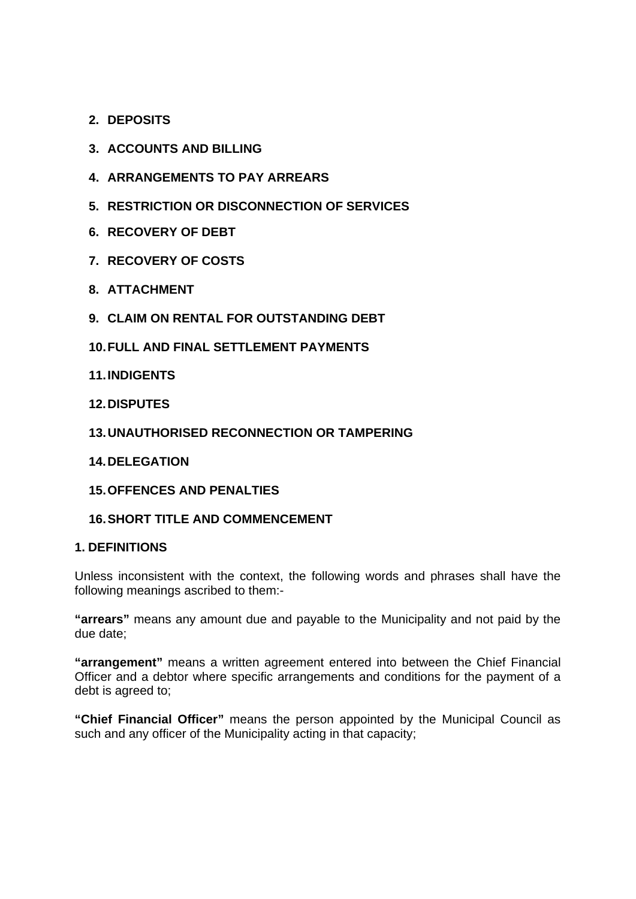2. **DEPOSITS**
3. **ACCOUNTS AND BILLING**
4. **ARRANGEMENTS TO PAY ARREARS**
5. **RESTRICTION OR DISCONNECTION OF SERVICES**
6. **RECOVERY OF DEBT**
7. **RECOVERY OF COSTS**
8. **ATTACHMENT**
9. **CLAIM ON RENTAL FOR OUTSTANDING DEBT**
10. **FULL AND FINAL SETTLEMENT PAYMENTS**
11. **INDIGENTS**
12. **DISPUTES**
13. **UNAUTHORISED RECONNECTION OR TAMPERING**
14. **DELEGATION**
15. **OFFENCES AND PENALTIES**
16. **SHORT TITLE AND COMMENCEMENT**

## 1. DEFINITIONS

Unless inconsistent with the context, the following words and phrases shall have the following meanings ascribed to them:-

**"arrears"** means any amount due and payable to the Municipality and not paid by the due date;

**"arrangement"** means a written agreement entered into between the Chief Financial Officer and a debtor where specific arrangements and conditions for the payment of a debt is agreed to;

**"Chief Financial Officer"** means the person appointed by the Municipal Council as such and any officer of the Municipality acting in that capacity;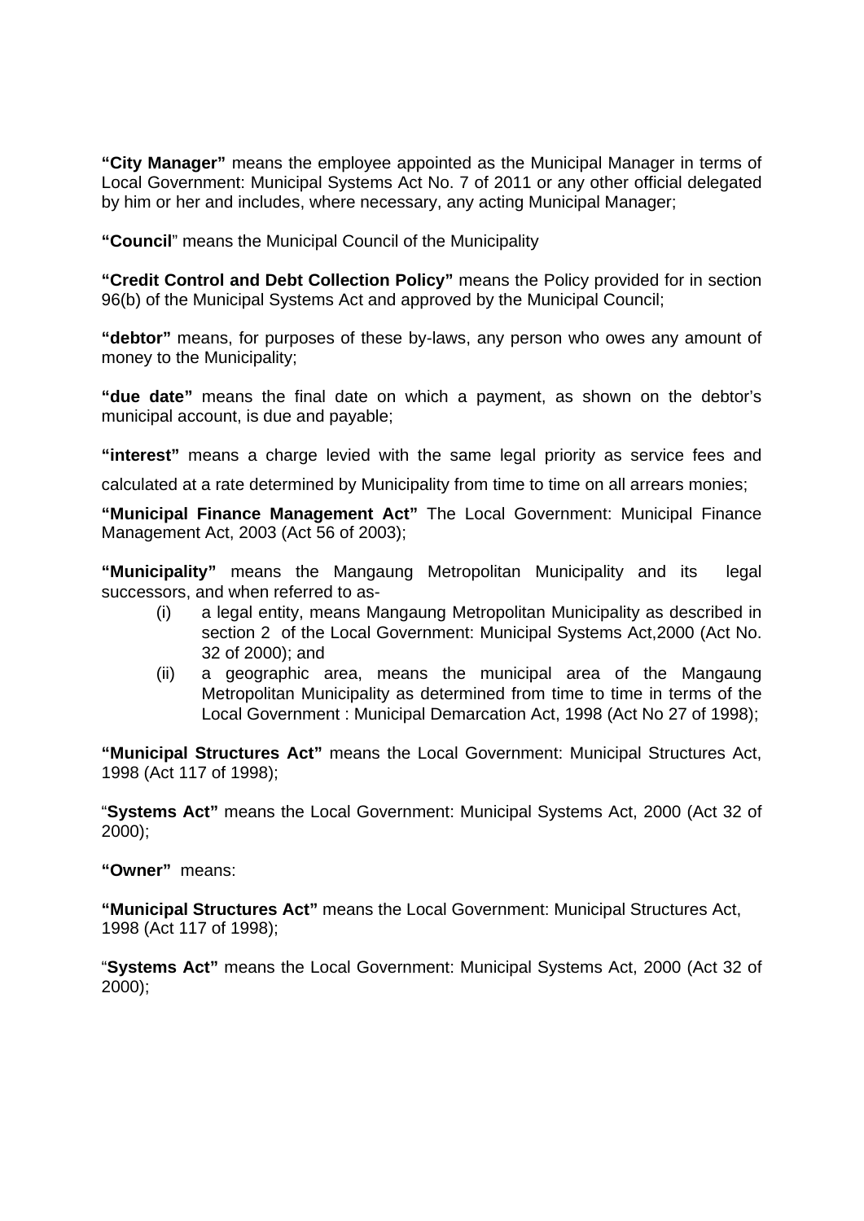**"City Manager"** means the employee appointed as the Municipal Manager in terms of Local Government: Municipal Systems Act No. 7 of 2011 or any other official delegated by him or her and includes, where necessary, any acting Municipal Manager;

**"Council**" means the Municipal Council of the Municipality

**"Credit Control and Debt Collection Policy"** means the Policy provided for in section 96(b) of the Municipal Systems Act and approved by the Municipal Council;

**"debtor"** means, for purposes of these by-laws, any person who owes any amount of money to the Municipality;

**"due date"** means the final date on which a payment, as shown on the debtor's municipal account, is due and payable;

**"interest"** means a charge levied with the same legal priority as service fees and calculated at a rate determined by Municipality from time to time on all arrears monies;

**"Municipal Finance Management Act"** The Local Government: Municipal Finance Management Act, 2003 (Act 56 of 2003);

**"Municipality"** means the Mangaung Metropolitan Municipality and its legal successors, and when referred to as-

(i) a legal entity, means Mangaung Metropolitan Municipality as described in section 2 of the Local Government: Municipal Systems Act,2000 (Act No. 32 of 2000); and

(ii) a geographic area, means the municipal area of the Mangaung Metropolitan Municipality as determined from time to time in terms of the Local Government : Municipal Demarcation Act, 1998 (Act No 27 of 1998);

**"Municipal Structures Act"** means the Local Government: Municipal Structures Act, 1998 (Act 117 of 1998);

"**Systems Act"** means the Local Government: Municipal Systems Act, 2000 (Act 32 of 2000);

**"Owner"** means:

**"Municipal Structures Act"** means the Local Government: Municipal Structures Act, 1998 (Act 117 of 1998);

"**Systems Act"** means the Local Government: Municipal Systems Act, 2000 (Act 32 of 2000);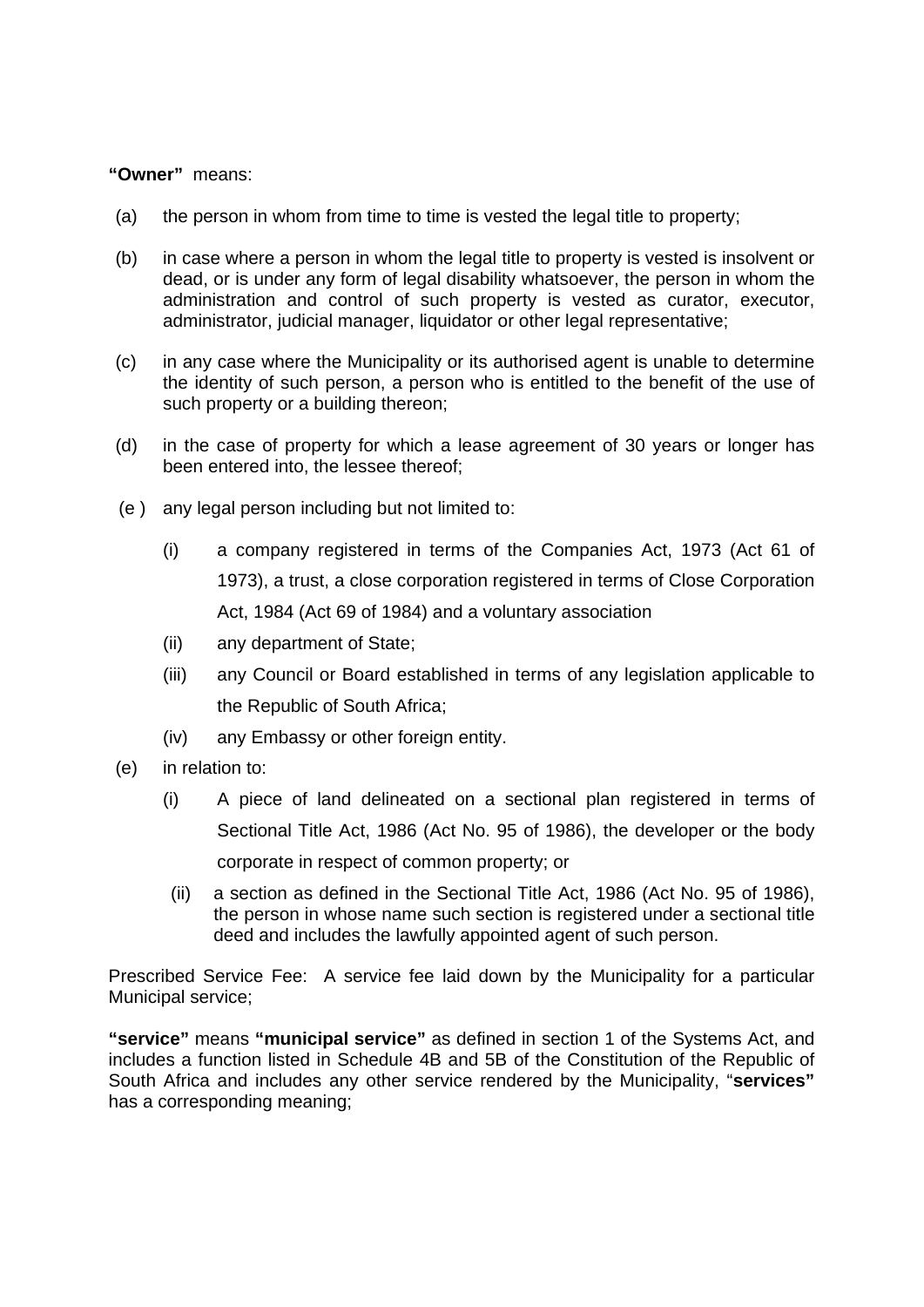**"Owner"** means:

(a) the person in whom from time to time is vested the legal title to property;

(b) in case where a person in whom the legal title to property is vested is insolvent or dead, or is under any form of legal disability whatsoever, the person in whom the administration and control of such property is vested as curator, executor, administrator, judicial manager, liquidator or other legal representative;

(c) in any case where the Municipality or its authorised agent is unable to determine the identity of such person, a person who is entitled to the benefit of the use of such property or a building thereon;

(d) in the case of property for which a lease agreement of 30 years or longer has been entered into, the lessee thereof;

(e ) any legal person including but not limited to:

(i) a company registered in terms of the Companies Act, 1973 (Act 61 of 1973), a trust, a close corporation registered in terms of Close Corporation Act, 1984 (Act 69 of 1984) and a voluntary association

(ii) any department of State;

(iii) any Council or Board established in terms of any legislation applicable to the Republic of South Africa;

(iv) any Embassy or other foreign entity.

(e) in relation to:

(i) A piece of land delineated on a sectional plan registered in terms of Sectional Title Act, 1986 (Act No. 95 of 1986), the developer or the body corporate in respect of common property; or

(ii) a section as defined in the Sectional Title Act, 1986 (Act No. 95 of 1986), the person in whose name such section is registered under a sectional title deed and includes the lawfully appointed agent of such person.

Prescribed Service Fee: A service fee laid down by the Municipality for a particular Municipal service;

**"service"** means **"municipal service"** as defined in section 1 of the Systems Act, and includes a function listed in Schedule 4B and 5B of the Constitution of the Republic of South Africa and includes any other service rendered by the Municipality, "**services"** has a corresponding meaning;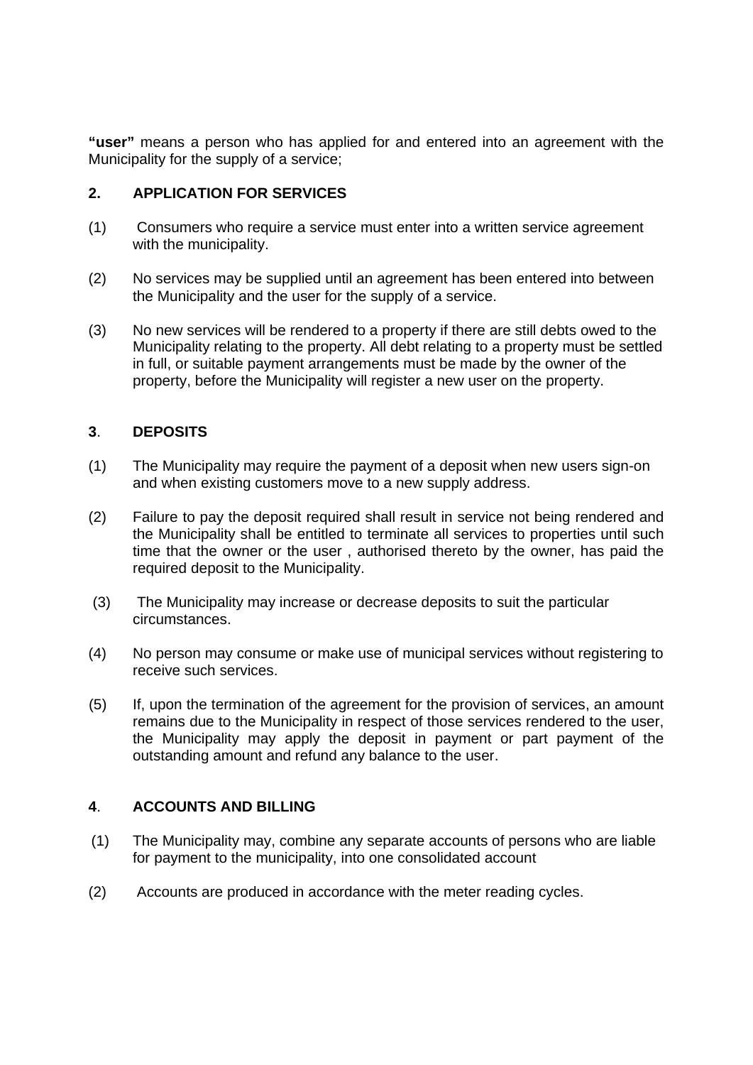**"user"** means a person who has applied for and entered into an agreement with the Municipality for the supply of a service;

## 2. APPLICATION FOR SERVICES

(1) Consumers who require a service must enter into a written service agreement with the municipality.

(2) No services may be supplied until an agreement has been entered into between the Municipality and the user for the supply of a service.

(3) No new services will be rendered to a property if there are still debts owed to the Municipality relating to the property. All debt relating to a property must be settled in full, or suitable payment arrangements must be made by the owner of the property, before the Municipality will register a new user on the property.

## 3. DEPOSITS

(1) The Municipality may require the payment of a deposit when new users sign-on and when existing customers move to a new supply address.

(2) Failure to pay the deposit required shall result in service not being rendered and the Municipality shall be entitled to terminate all services to properties until such time that the owner or the user , authorised thereto by the owner, has paid the required deposit to the Municipality.

(3) The Municipality may increase or decrease deposits to suit the particular circumstances.

(4) No person may consume or make use of municipal services without registering to receive such services.

(5) If, upon the termination of the agreement for the provision of services, an amount remains due to the Municipality in respect of those services rendered to the user, the Municipality may apply the deposit in payment or part payment of the outstanding amount and refund any balance to the user.

## 4. ACCOUNTS AND BILLING

(1) The Municipality may, combine any separate accounts of persons who are liable for payment to the municipality, into one consolidated account

(2) Accounts are produced in accordance with the meter reading cycles.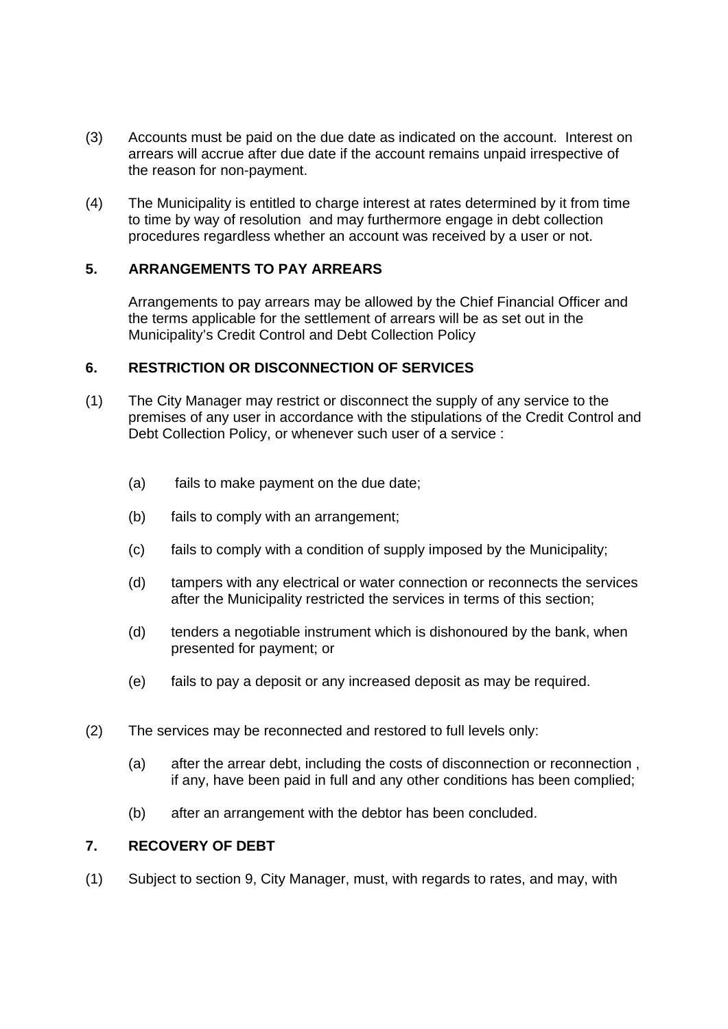(3) Accounts must be paid on the due date as indicated on the account. Interest on arrears will accrue after due date if the account remains unpaid irrespective of the reason for non-payment.

(4) The Municipality is entitled to charge interest at rates determined by it from time to time by way of resolution and may furthermore engage in debt collection procedures regardless whether an account was received by a user or not.

**5. ARRANGEMENTS TO PAY ARREARS**

Arrangements to pay arrears may be allowed by the Chief Financial Officer and the terms applicable for the settlement of arrears will be as set out in the Municipality's Credit Control and Debt Collection Policy

**6. RESTRICTION OR DISCONNECTION OF SERVICES**

(1) The City Manager may restrict or disconnect the supply of any service to the premises of any user in accordance with the stipulations of the Credit Control and Debt Collection Policy, or whenever such user of a service :

(a) fails to make payment on the due date;

(b) fails to comply with an arrangement;

(c) fails to comply with a condition of supply imposed by the Municipality;

(d) tampers with any electrical or water connection or reconnects the services after the Municipality restricted the services in terms of this section;

(d) tenders a negotiable instrument which is dishonoured by the bank, when presented for payment; or

(e) fails to pay a deposit or any increased deposit as may be required.

(2) The services may be reconnected and restored to full levels only:

(a) after the arrear debt, including the costs of disconnection or reconnection , if any, have been paid in full and any other conditions has been complied;

(b) after an arrangement with the debtor has been concluded.

**7. RECOVERY OF DEBT**

(1) Subject to section 9, City Manager, must, with regards to rates, and may, with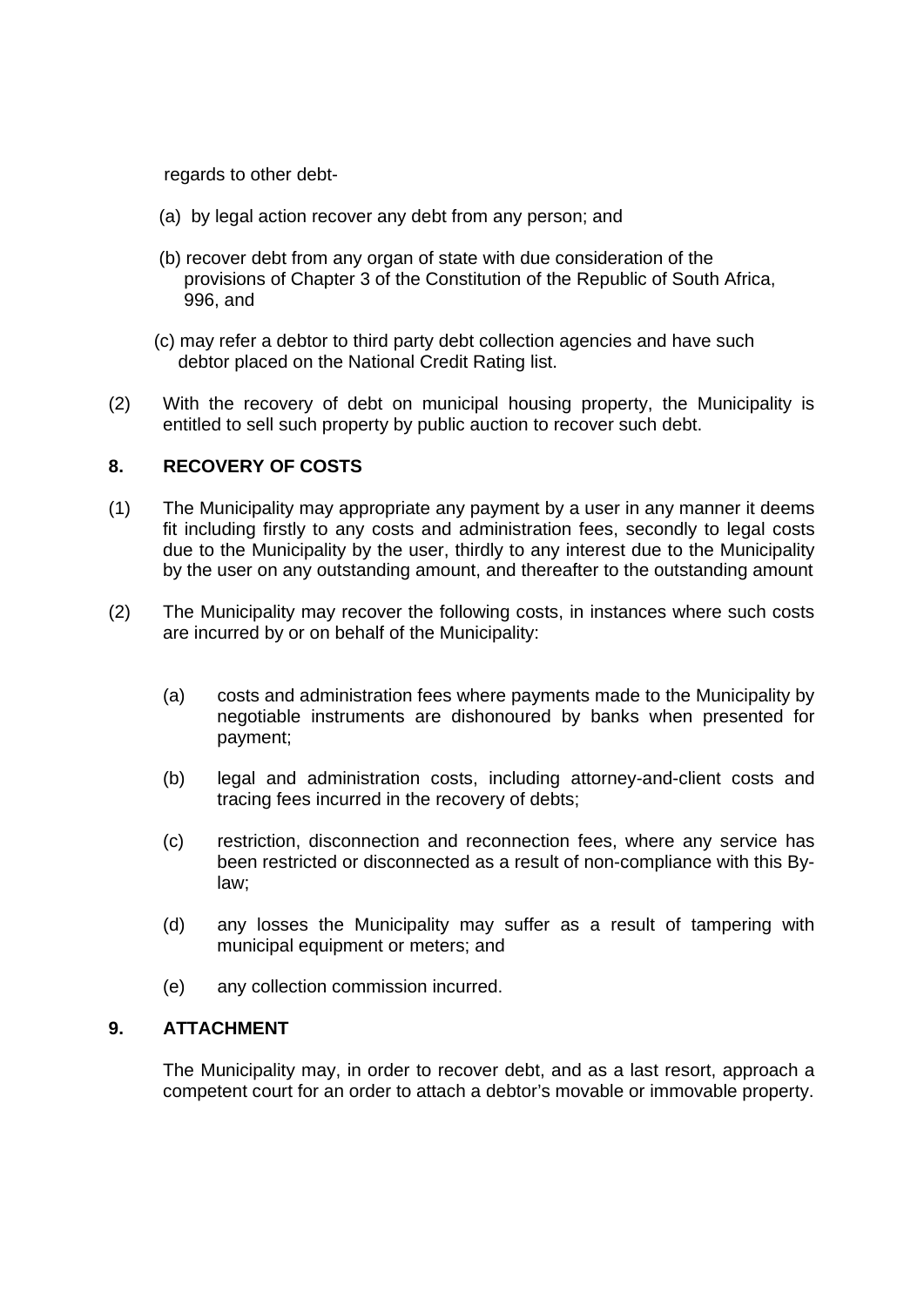regards to other debt-

(a) by legal action recover any debt from any person; and

(b) recover debt from any organ of state with due consideration of the provisions of Chapter 3 of the Constitution of the Republic of South Africa, 996, and

(c) may refer a debtor to third party debt collection agencies and have such debtor placed on the National Credit Rating list.

(2) With the recovery of debt on municipal housing property, the Municipality is entitled to sell such property by public auction to recover such debt.

### 8. RECOVERY OF COSTS

(1) The Municipality may appropriate any payment by a user in any manner it deems fit including firstly to any costs and administration fees, secondly to legal costs due to the Municipality by the user, thirdly to any interest due to the Municipality by the user on any outstanding amount, and thereafter to the outstanding amount

(2) The Municipality may recover the following costs, in instances where such costs are incurred by or on behalf of the Municipality:

(a) costs and administration fees where payments made to the Municipality by negotiable instruments are dishonoured by banks when presented for payment;

(b) legal and administration costs, including attorney-and-client costs and tracing fees incurred in the recovery of debts;

(c) restriction, disconnection and reconnection fees, where any service has been restricted or disconnected as a result of non-compliance with this By-law;

(d) any losses the Municipality may suffer as a result of tampering with municipal equipment or meters; and

(e) any collection commission incurred.

### 9. ATTACHMENT

The Municipality may, in order to recover debt, and as a last resort, approach a competent court for an order to attach a debtor's movable or immovable property.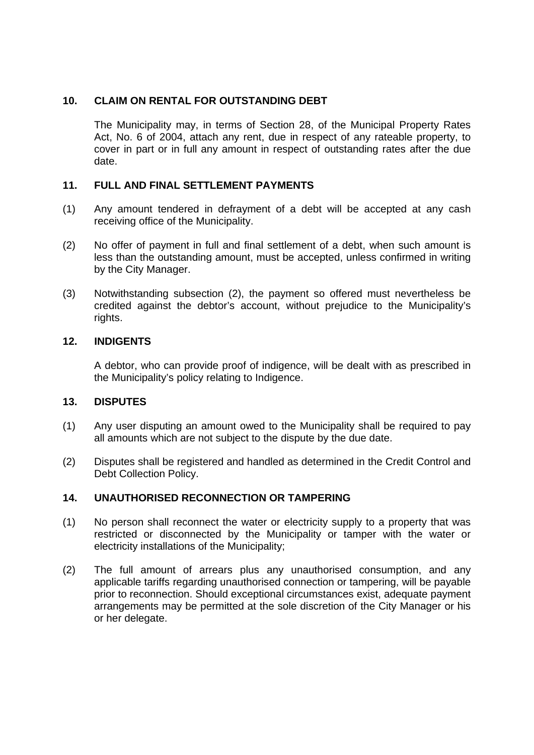## 10. CLAIM ON RENTAL FOR OUTSTANDING DEBT

The Municipality may, in terms of Section 28, of the Municipal Property Rates Act, No. 6 of 2004, attach any rent, due in respect of any rateable property, to cover in part or in full any amount in respect of outstanding rates after the due date.

## 11. FULL AND FINAL SETTLEMENT PAYMENTS

(1) Any amount tendered in defrayment of a debt will be accepted at any cash receiving office of the Municipality.

(2) No offer of payment in full and final settlement of a debt, when such amount is less than the outstanding amount, must be accepted, unless confirmed in writing by the City Manager.

(3) Notwithstanding subsection (2), the payment so offered must nevertheless be credited against the debtor's account, without prejudice to the Municipality's rights.

## 12. INDIGENTS

A debtor, who can provide proof of indigence, will be dealt with as prescribed in the Municipality's policy relating to Indigence.

## 13. DISPUTES

(1) Any user disputing an amount owed to the Municipality shall be required to pay all amounts which are not subject to the dispute by the due date.

(2) Disputes shall be registered and handled as determined in the Credit Control and Debt Collection Policy.

## 14. UNAUTHORISED RECONNECTION OR TAMPERING

(1) No person shall reconnect the water or electricity supply to a property that was restricted or disconnected by the Municipality or tamper with the water or electricity installations of the Municipality;

(2) The full amount of arrears plus any unauthorised consumption, and any applicable tariffs regarding unauthorised connection or tampering, will be payable prior to reconnection. Should exceptional circumstances exist, adequate payment arrangements may be permitted at the sole discretion of the City Manager or his or her delegate.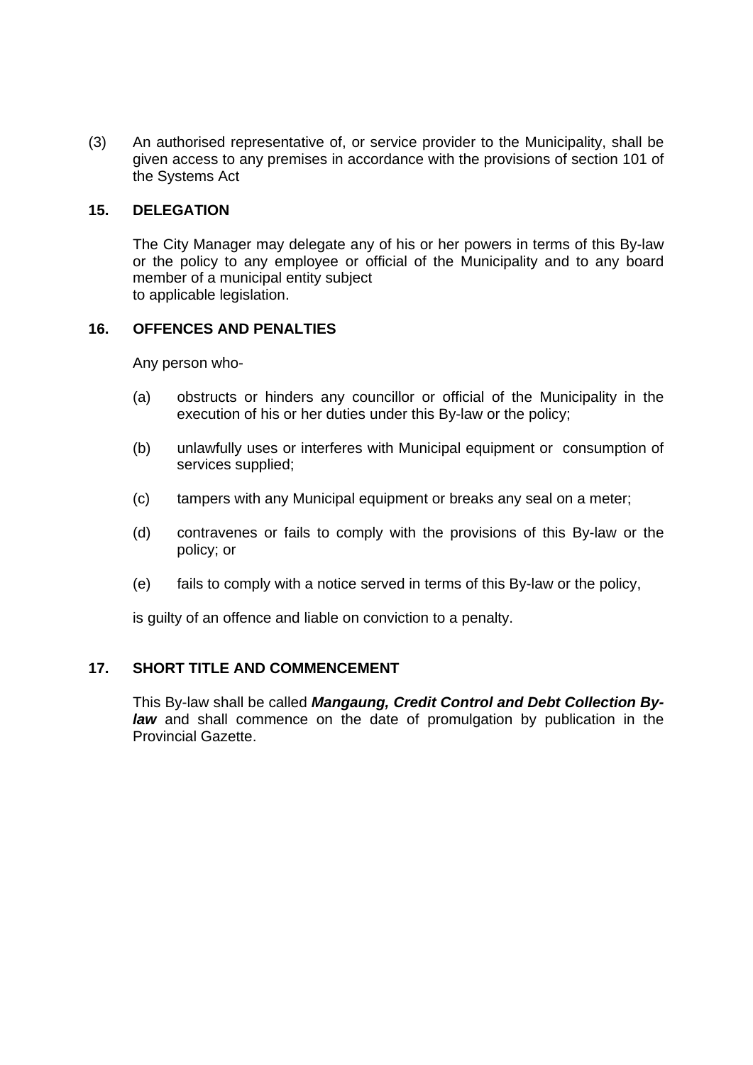(3) An authorised representative of, or service provider to the Municipality, shall be given access to any premises in accordance with the provisions of section 101 of the Systems Act

## 15. DELEGATION

The City Manager may delegate any of his or her powers in terms of this By-law or the policy to any employee or official of the Municipality and to any board member of a municipal entity subject to applicable legislation.

## 16. OFFENCES AND PENALTIES

Any person who-

(a) obstructs or hinders any councillor or official of the Municipality in the execution of his or her duties under this By-law or the policy;

(b) unlawfully uses or interferes with Municipal equipment or consumption of services supplied;

(c) tampers with any Municipal equipment or breaks any seal on a meter;

(d) contravenes or fails to comply with the provisions of this By-law or the policy; or

(e) fails to comply with a notice served in terms of this By-law or the policy,

is guilty of an offence and liable on conviction to a penalty.

## 17. SHORT TITLE AND COMMENCEMENT

This By-law shall be called ***Mangaung, Credit Control and Debt Collection By-law*** and shall commence on the date of promulgation by publication in the Provincial Gazette.